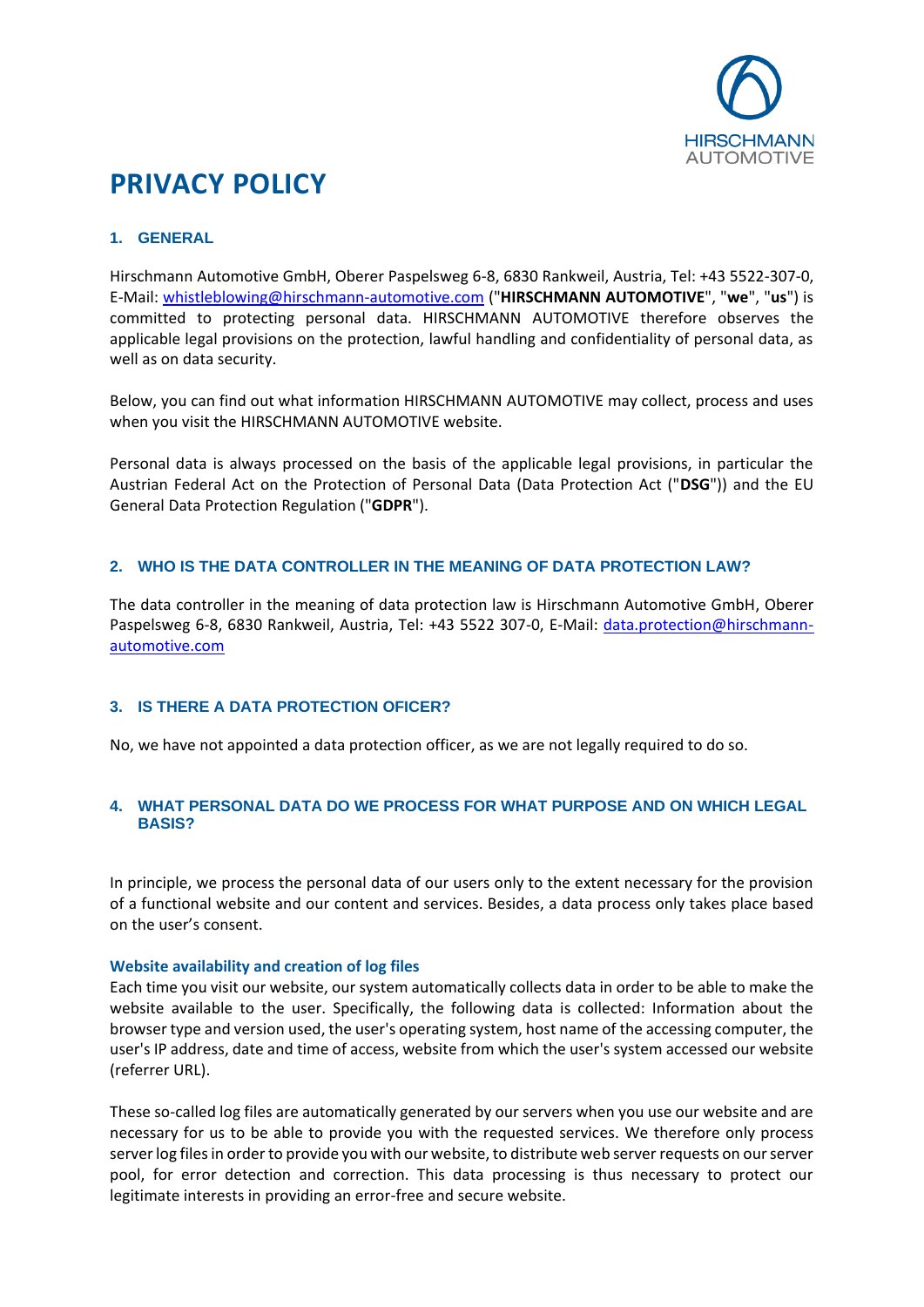# PRIVACY POLICY

## 1. GENERAL

Hirschmann Automotive GmbH, Oberer Paspelsweg 6-8, 6830 Rankweil, Austria, Tel: +43 5522-307-0, E-Mail: whistleblowing@hirschmann-automotive.com ("**HIRSCHMANN AUTOMOTIVE**", "**we**", "**us**") is committed to protecting personal data. HIRSCHMANN AUTOMOTIVE therefore observes the applicable legal provisions on the protection, lawful handling and confidentiality of personal data, as well as on data security.

Below, you can find out what information HIRSCHMANN AUTOMOTIVE may collect, process and uses when you visit the HIRSCHMANN AUTOMOTIVE website.

Personal data is always processed on the basis of the applicable legal provisions, in particular the Austrian Federal Act on the Protection of Personal Data (Data Protection Act ("**DSG**")) and the EU General Data Protection Regulation ("**GDPR**").

## 2. WHO IS THE DATA CONTROLLER IN THE MEANING OF DATA PROTECTION LAW?

The data controller in the meaning of data protection law is Hirschmann Automotive GmbH, Oberer Paspelsweg 6-8, 6830 Rankweil, Austria, Tel: +43 5522 307-0, E-Mail: data.protection@hirschmann-automotive.com

## 3. IS THERE A DATA PROTECTION OFICER?

No, we have not appointed a data protection officer, as we are not legally required to do so.

## 4. WHAT PERSONAL DATA DO WE PROCESS FOR WHAT PURPOSE AND ON WHICH LEGAL BASIS?

In principle, we process the personal data of our users only to the extent necessary for the provision of a functional website and our content and services. Besides, a data process only takes place based on the user's consent.

### Website availability and creation of log files

Each time you visit our website, our system automatically collects data in order to be able to make the website available to the user. Specifically, the following data is collected: Information about the browser type and version used, the user's operating system, host name of the accessing computer, the user's IP address, date and time of access, website from which the user's system accessed our website (referrer URL).

These so-called log files are automatically generated by our servers when you use our website and are necessary for us to be able to provide you with the requested services. We therefore only process server log files in order to provide you with our website, to distribute web server requests on our server pool, for error detection and correction. This data processing is thus necessary to protect our legitimate interests in providing an error-free and secure website.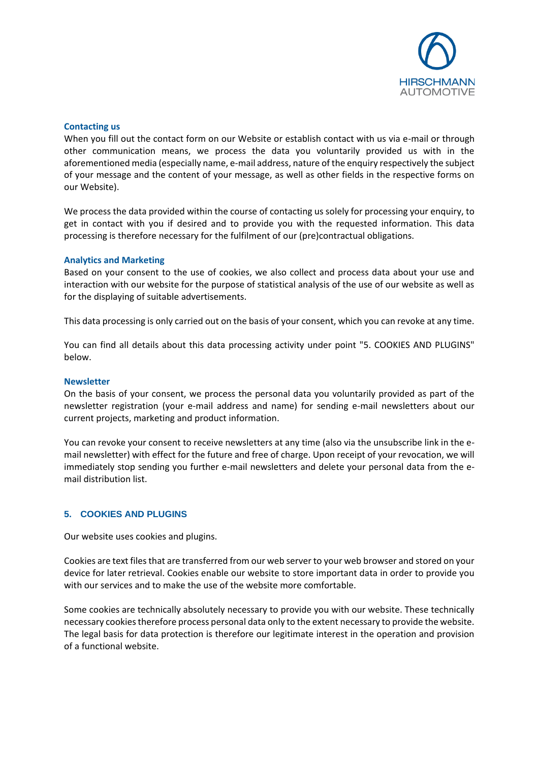### Contacting us

When you fill out the contact form on our Website or establish contact with us via e-mail or through other communication means, we process the data you voluntarily provided us with in the aforementioned media (especially name, e-mail address, nature of the enquiry respectively the subject of your message and the content of your message, as well as other fields in the respective forms on our Website).

We process the data provided within the course of contacting us solely for processing your enquiry, to get in contact with you if desired and to provide you with the requested information. This data processing is therefore necessary for the fulfilment of our (pre)contractual obligations.

### Analytics and Marketing

Based on your consent to the use of cookies, we also collect and process data about your use and interaction with our website for the purpose of statistical analysis of the use of our website as well as for the displaying of suitable advertisements.

This data processing is only carried out on the basis of your consent, which you can revoke at any time.

You can find all details about this data processing activity under point "5. COOKIES AND PLUGINS" below.

### Newsletter

On the basis of your consent, we process the personal data you voluntarily provided as part of the newsletter registration (your e-mail address and name) for sending e-mail newsletters about our current projects, marketing and product information.

You can revoke your consent to receive newsletters at any time (also via the unsubscribe link in the e-mail newsletter) with effect for the future and free of charge. Upon receipt of your revocation, we will immediately stop sending you further e-mail newsletters and delete your personal data from the e-mail distribution list.

## 5. COOKIES AND PLUGINS

Our website uses cookies and plugins.

Cookies are text files that are transferred from our web server to your web browser and stored on your device for later retrieval. Cookies enable our website to store important data in order to provide you with our services and to make the use of the website more comfortable.

Some cookies are technically absolutely necessary to provide you with our website. These technically necessary cookies therefore process personal data only to the extent necessary to provide the website. The legal basis for data protection is therefore our legitimate interest in the operation and provision of a functional website.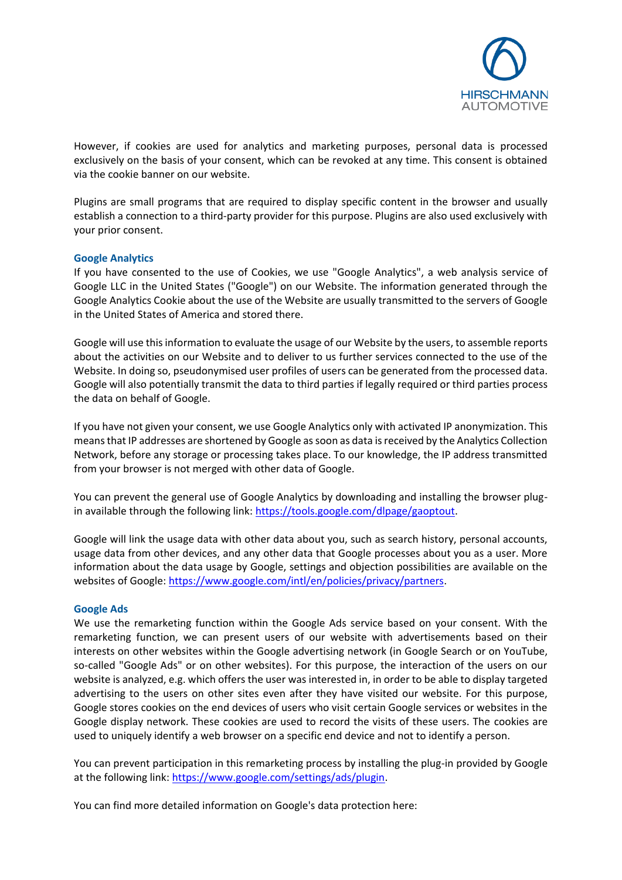However, if cookies are used for analytics and marketing purposes, personal data is processed exclusively on the basis of your consent, which can be revoked at any time. This consent is obtained via the cookie banner on our website.

Plugins are small programs that are required to display specific content in the browser and usually establish a connection to a third-party provider for this purpose. Plugins are also used exclusively with your prior consent.

### Google Analytics

If you have consented to the use of Cookies, we use "Google Analytics", a web analysis service of Google LLC in the United States ("Google") on our Website. The information generated through the Google Analytics Cookie about the use of the Website are usually transmitted to the servers of Google in the United States of America and stored there.

Google will use this information to evaluate the usage of our Website by the users, to assemble reports about the activities on our Website and to deliver to us further services connected to the use of the Website. In doing so, pseudonymised user profiles of users can be generated from the processed data. Google will also potentially transmit the data to third parties if legally required or third parties process the data on behalf of Google.

If you have not given your consent, we use Google Analytics only with activated IP anonymization. This means that IP addresses are shortened by Google as soon as data is received by the Analytics Collection Network, before any storage or processing takes place. To our knowledge, the IP address transmitted from your browser is not merged with other data of Google.

You can prevent the general use of Google Analytics by downloading and installing the browser plug-in available through the following link: https://tools.google.com/dlpage/gaoptout.

Google will link the usage data with other data about you, such as search history, personal accounts, usage data from other devices, and any other data that Google processes about you as a user. More information about the data usage by Google, settings and objection possibilities are available on the websites of Google: https://www.google.com/intl/en/policies/privacy/partners.

### Google Ads

We use the remarketing function within the Google Ads service based on your consent. With the remarketing function, we can present users of our website with advertisements based on their interests on other websites within the Google advertising network (in Google Search or on YouTube, so-called "Google Ads" or on other websites). For this purpose, the interaction of the users on our website is analyzed, e.g. which offers the user was interested in, in order to be able to display targeted advertising to the users on other sites even after they have visited our website. For this purpose, Google stores cookies on the end devices of users who visit certain Google services or websites in the Google display network. These cookies are used to record the visits of these users. The cookies are used to uniquely identify a web browser on a specific end device and not to identify a person.

You can prevent participation in this remarketing process by installing the plug-in provided by Google at the following link: https://www.google.com/settings/ads/plugin.

You can find more detailed information on Google's data protection here: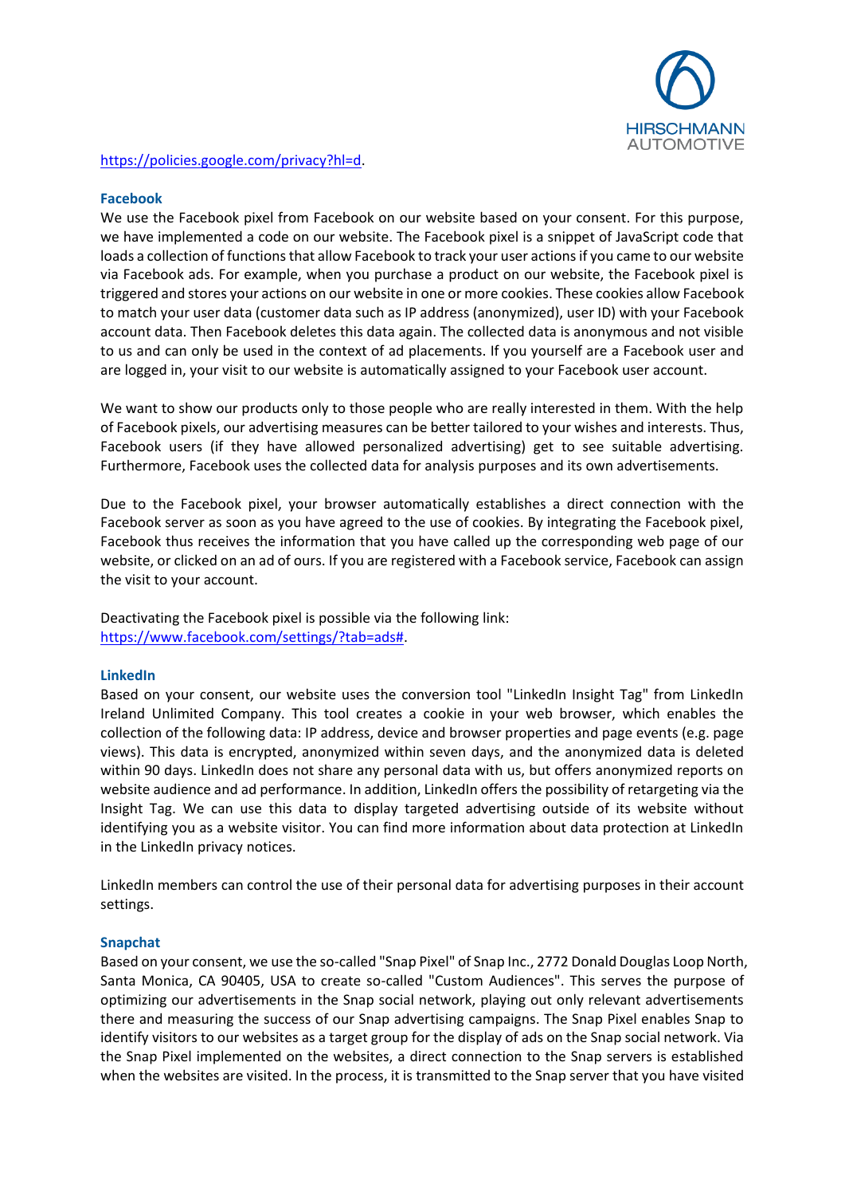https://policies.google.com/privacy?hl=d.

### Facebook

We use the Facebook pixel from Facebook on our website based on your consent. For this purpose, we have implemented a code on our website. The Facebook pixel is a snippet of JavaScript code that loads a collection of functions that allow Facebook to track your user actions if you came to our website via Facebook ads. For example, when you purchase a product on our website, the Facebook pixel is triggered and stores your actions on our website in one or more cookies. These cookies allow Facebook to match your user data (customer data such as IP address (anonymized), user ID) with your Facebook account data. Then Facebook deletes this data again. The collected data is anonymous and not visible to us and can only be used in the context of ad placements. If you yourself are a Facebook user and are logged in, your visit to our website is automatically assigned to your Facebook user account.

We want to show our products only to those people who are really interested in them. With the help of Facebook pixels, our advertising measures can be better tailored to your wishes and interests. Thus, Facebook users (if they have allowed personalized advertising) get to see suitable advertising. Furthermore, Facebook uses the collected data for analysis purposes and its own advertisements.

Due to the Facebook pixel, your browser automatically establishes a direct connection with the Facebook server as soon as you have agreed to the use of cookies. By integrating the Facebook pixel, Facebook thus receives the information that you have called up the corresponding web page of our website, or clicked on an ad of ours. If you are registered with a Facebook service, Facebook can assign the visit to your account.

Deactivating the Facebook pixel is possible via the following link:
https://www.facebook.com/settings/?tab=ads#.

### LinkedIn

Based on your consent, our website uses the conversion tool "LinkedIn Insight Tag" from LinkedIn Ireland Unlimited Company. This tool creates a cookie in your web browser, which enables the collection of the following data: IP address, device and browser properties and page events (e.g. page views). This data is encrypted, anonymized within seven days, and the anonymized data is deleted within 90 days. LinkedIn does not share any personal data with us, but offers anonymized reports on website audience and ad performance. In addition, LinkedIn offers the possibility of retargeting via the Insight Tag. We can use this data to display targeted advertising outside of its website without identifying you as a website visitor. You can find more information about data protection at LinkedIn in the LinkedIn privacy notices.

LinkedIn members can control the use of their personal data for advertising purposes in their account settings.

### Snapchat

Based on your consent, we use the so-called "Snap Pixel" of Snap Inc., 2772 Donald Douglas Loop North, Santa Monica, CA 90405, USA to create so-called "Custom Audiences". This serves the purpose of optimizing our advertisements in the Snap social network, playing out only relevant advertisements there and measuring the success of our Snap advertising campaigns. The Snap Pixel enables Snap to identify visitors to our websites as a target group for the display of ads on the Snap social network. Via the Snap Pixel implemented on the websites, a direct connection to the Snap servers is established when the websites are visited. In the process, it is transmitted to the Snap server that you have visited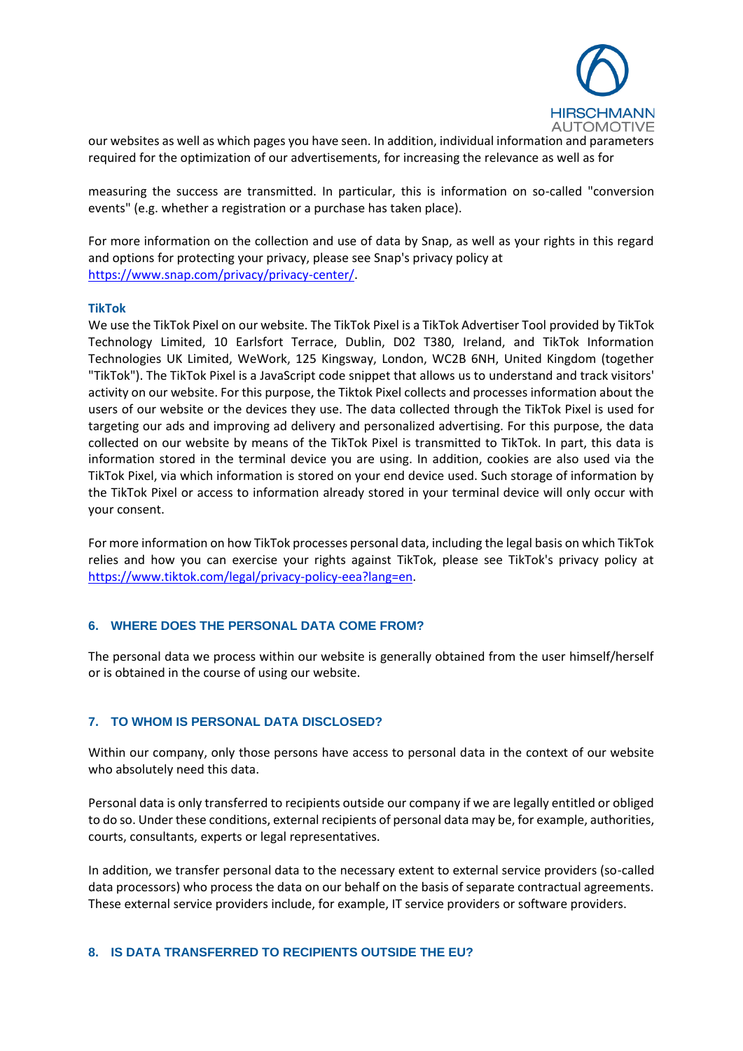our websites as well as which pages you have seen. In addition, individual information and parameters required for the optimization of our advertisements, for increasing the relevance as well as for

measuring the success are transmitted. In particular, this is information on so-called "conversion events" (e.g. whether a registration or a purchase has taken place).

For more information on the collection and use of data by Snap, as well as your rights in this regard and options for protecting your privacy, please see Snap's privacy policy at [https://www.snap.com/privacy/privacy-center/](https://www.snap.com/privacy/privacy-center/).

### TikTok

We use the TikTok Pixel on our website. The TikTok Pixel is a TikTok Advertiser Tool provided by TikTok Technology Limited, 10 Earlsfort Terrace, Dublin, D02 T380, Ireland, and TikTok Information Technologies UK Limited, WeWork, 125 Kingsway, London, WC2B 6NH, United Kingdom (together "TikTok"). The TikTok Pixel is a JavaScript code snippet that allows us to understand and track visitors' activity on our website. For this purpose, the Tiktok Pixel collects and processes information about the users of our website or the devices they use. The data collected through the TikTok Pixel is used for targeting our ads and improving ad delivery and personalized advertising. For this purpose, the data collected on our website by means of the TikTok Pixel is transmitted to TikTok. In part, this data is information stored in the terminal device you are using. In addition, cookies are also used via the TikTok Pixel, via which information is stored on your end device used. Such storage of information by the TikTok Pixel or access to information already stored in your terminal device will only occur with your consent.

For more information on how TikTok processes personal data, including the legal basis on which TikTok relies and how you can exercise your rights against TikTok, please see TikTok's privacy policy at [https://www.tiktok.com/legal/privacy-policy-eea?lang=en](https://www.tiktok.com/legal/privacy-policy-eea?lang=en).

## 6. WHERE DOES THE PERSONAL DATA COME FROM?

The personal data we process within our website is generally obtained from the user himself/herself or is obtained in the course of using our website.

## 7. TO WHOM IS PERSONAL DATA DISCLOSED?

Within our company, only those persons have access to personal data in the context of our website who absolutely need this data.

Personal data is only transferred to recipients outside our company if we are legally entitled or obliged to do so. Under these conditions, external recipients of personal data may be, for example, authorities, courts, consultants, experts or legal representatives.

In addition, we transfer personal data to the necessary extent to external service providers (so-called data processors) who process the data on our behalf on the basis of separate contractual agreements. These external service providers include, for example, IT service providers or software providers.

## 8. IS DATA TRANSFERRED TO RECIPIENTS OUTSIDE THE EU?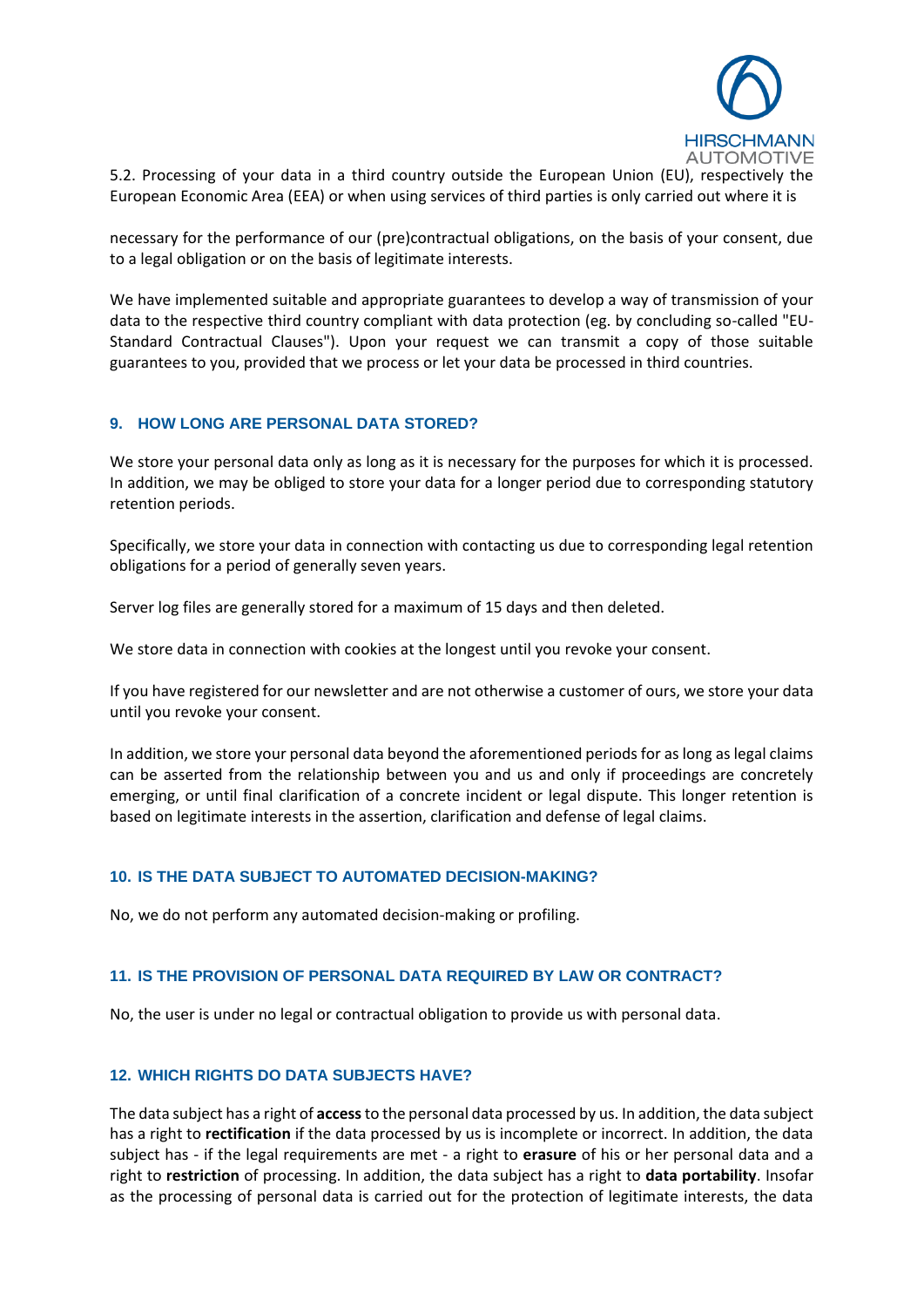5.2. Processing of your data in a third country outside the European Union (EU), respectively the European Economic Area (EEA) or when using services of third parties is only carried out where it is

necessary for the performance of our (pre)contractual obligations, on the basis of your consent, due to a legal obligation or on the basis of legitimate interests.

We have implemented suitable and appropriate guarantees to develop a way of transmission of your data to the respective third country compliant with data protection (eg. by concluding so-called "EU-Standard Contractual Clauses"). Upon your request we can transmit a copy of those suitable guarantees to you, provided that we process or let your data be processed in third countries.

## 9. HOW LONG ARE PERSONAL DATA STORED?

We store your personal data only as long as it is necessary for the purposes for which it is processed. In addition, we may be obliged to store your data for a longer period due to corresponding statutory retention periods.

Specifically, we store your data in connection with contacting us due to corresponding legal retention obligations for a period of generally seven years.

Server log files are generally stored for a maximum of 15 days and then deleted.

We store data in connection with cookies at the longest until you revoke your consent.

If you have registered for our newsletter and are not otherwise a customer of ours, we store your data until you revoke your consent.

In addition, we store your personal data beyond the aforementioned periods for as long as legal claims can be asserted from the relationship between you and us and only if proceedings are concretely emerging, or until final clarification of a concrete incident or legal dispute. This longer retention is based on legitimate interests in the assertion, clarification and defense of legal claims.

## 10. IS THE DATA SUBJECT TO AUTOMATED DECISION-MAKING?

No, we do not perform any automated decision-making or profiling.

## 11. IS THE PROVISION OF PERSONAL DATA REQUIRED BY LAW OR CONTRACT?

No, the user is under no legal or contractual obligation to provide us with personal data.

## 12. WHICH RIGHTS DO DATA SUBJECTS HAVE?

The data subject has a right of **access** to the personal data processed by us. In addition, the data subject has a right to **rectification** if the data processed by us is incomplete or incorrect. In addition, the data subject has - if the legal requirements are met - a right to **erasure** of his or her personal data and a right to **restriction** of processing. In addition, the data subject has a right to **data portability**. Insofar as the processing of personal data is carried out for the protection of legitimate interests, the data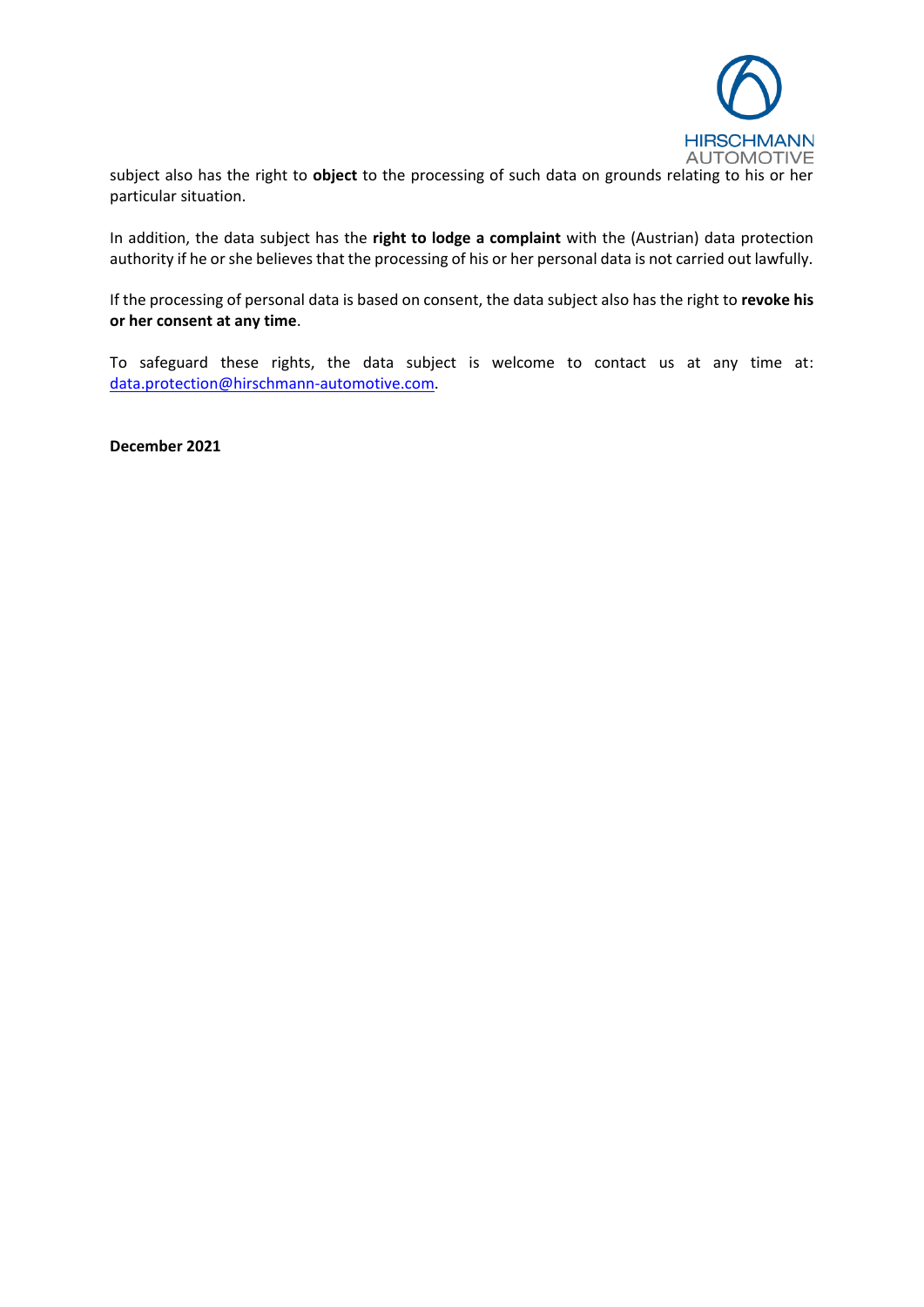subject also has the right to **object** to the processing of such data on grounds relating to his or her particular situation.

In addition, the data subject has the **right to lodge a complaint** with the (Austrian) data protection authority if he or she believes that the processing of his or her personal data is not carried out lawfully.

If the processing of personal data is based on consent, the data subject also has the right to **revoke his or her consent at any time**.

To safeguard these rights, the data subject is welcome to contact us at any time at: data.protection@hirschmann-automotive.com.

**December 2021**